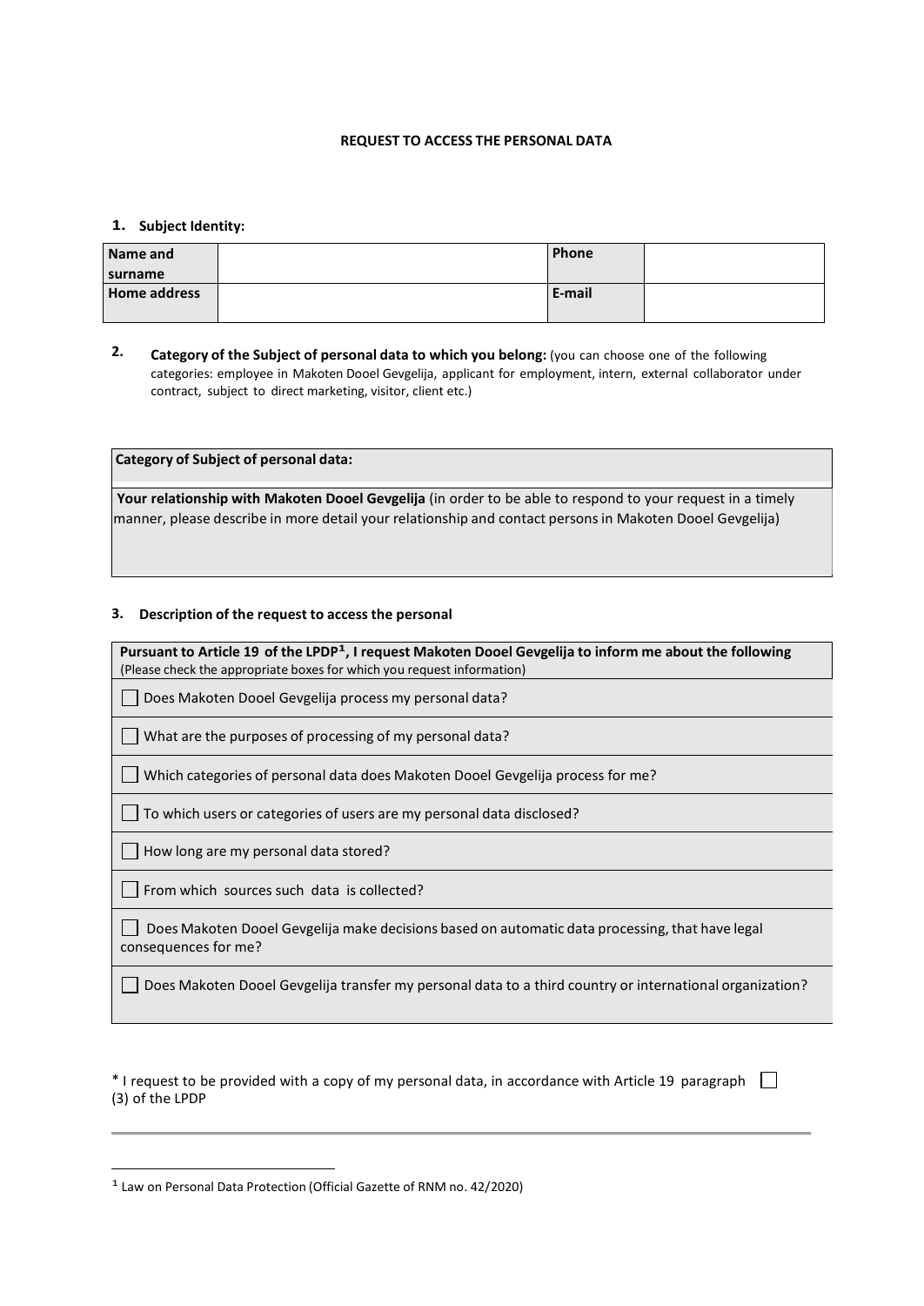# REQUEST TO ACCESS THE PERSONAL DATA

**1. Subject Identity:**

| Name and surname | | Phone | |
|---|---|---|---|
| Home address | | E-mail | |

**2. Category of the Subject of personal data to which you belong:** (you can choose one of the following categories: employee in Makoten Dooel Gevgelija, applicant for employment, intern, external collaborator under contract, subject to direct marketing, visitor, client etc.)

| Category of Subject of personal data: |
|---|
| **Your relationship with Makoten Dooel Gevgelija** (in order to be able to respond to your request in a timely manner, please describe in more detail your relationship and contact persons in Makoten Dooel Gevgelija) |

**3. Description of the request to access the personal**

| **Pursuant to Article 19 of the LPDP[1], I request Makoten Dooel Gevgelija to inform me about the following** (Please check the appropriate boxes for which you request information) |
|---|
| ☐ Does Makoten Dooel Gevgelija process my personal data? |
| ☐ What are the purposes of processing of my personal data? |
| ☐ Which categories of personal data does Makoten Dooel Gevgelija process for me? |
| ☐ To which users or categories of users are my personal data disclosed? |
| ☐ How long are my personal data stored? |
| ☐ From which sources such data is collected? |
| ☐ Does Makoten Dooel Gevgelija make decisions based on automatic data processing, that have legal consequences for me? |
| ☐ Does Makoten Dooel Gevgelija transfer my personal data to a third country or international organization? |

* I request to be provided with a copy of my personal data, in accordance with Article 19 paragraph (3) of the LPDP ☐

---

[1] Law on Personal Data Protection (Official Gazette of RNM no. 42/2020)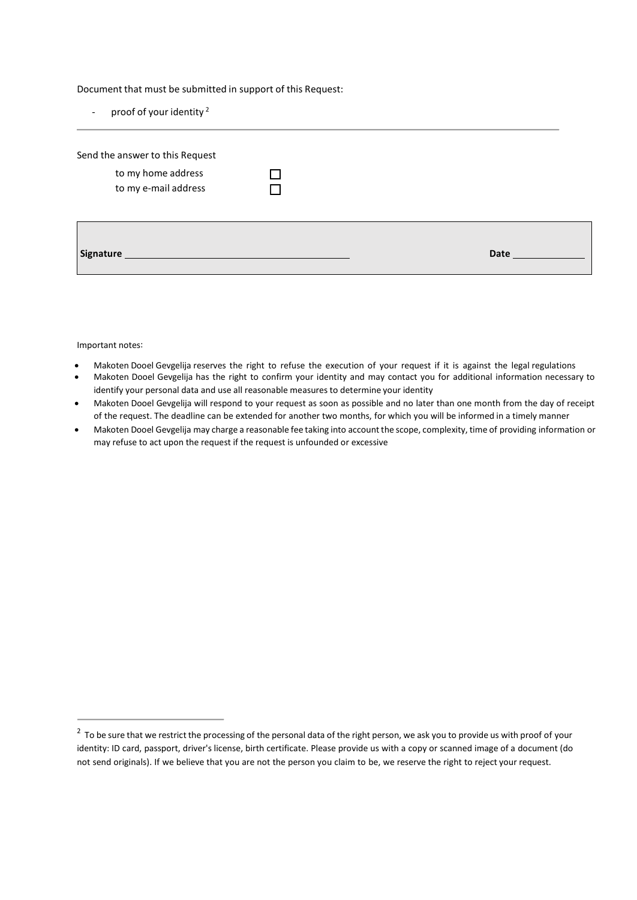Document that must be submitted in support of this Request:

- proof of your identity [2]

---

Send the answer to this Request

to my home address ☐
to my e-mail address ☐

**Signature** ____________________________________ **Date** ____________

Important notes:

- Makoten Dooel Gevgelija reserves the right to refuse the execution of your request if it is against the legal regulations
- Makoten Dooel Gevgelija has the right to confirm your identity and may contact you for additional information necessary to identify your personal data and use all reasonable measures to determine your identity
- Makoten Dooel Gevgelija will respond to your request as soon as possible and no later than one month from the day of receipt of the request. The deadline can be extended for another two months, for which you will be informed in a timely manner
- Makoten Dooel Gevgelija may charge a reasonable fee taking into account the scope, complexity, time of providing information or may refuse to act upon the request if the request is unfounded or excessive

---

[2] To be sure that we restrict the processing of the personal data of the right person, we ask you to provide us with proof of your identity: ID card, passport, driver's license, birth certificate. Please provide us with a copy or scanned image of a document (do not send originals). If we believe that you are not the person you claim to be, we reserve the right to reject your request.